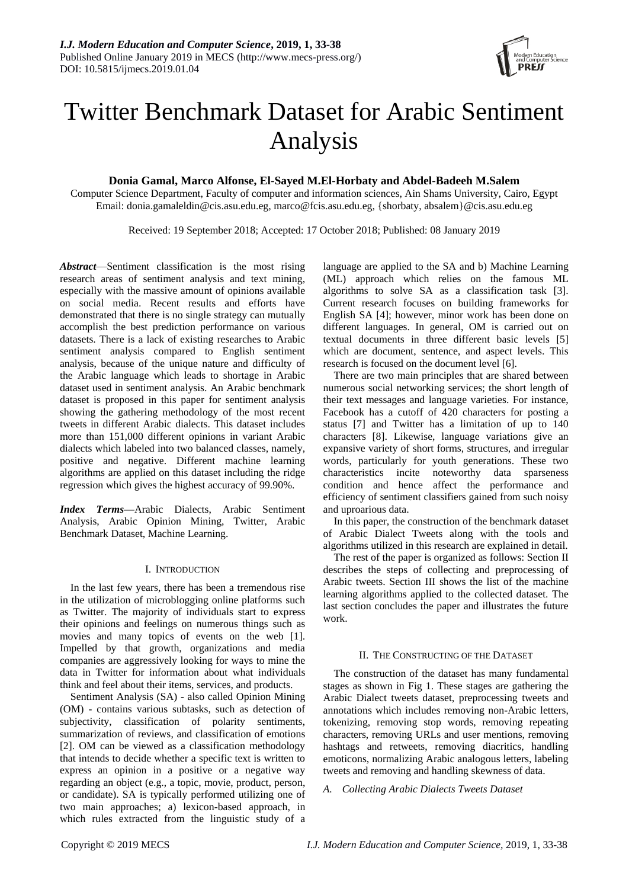# Twitter Benchmark Dataset for Arabic Sentiment Analysis

**Donia Gamal, Marco Alfonse, El-Sayed M.El-Horbaty and Abdel-Badeeh M.Salem**

Computer Science Department, Faculty of computer and information sciences, Ain Shams University, Cairo, Egypt
Email: donia.gamaleldin@cis.asu.edu.eg, marco@fcis.asu.edu.eg, {shorbaty, absalem}@cis.asu.edu.eg

Received: 19 September 2018; Accepted: 17 October 2018; Published: 08 January 2019

***Abstract*****—**Sentiment classification is the most rising research areas of sentiment analysis and text mining, especially with the massive amount of opinions available on social media. Recent results and efforts have demonstrated that there is no single strategy can mutually accomplish the best prediction performance on various datasets. There is a lack of existing researches to Arabic sentiment analysis compared to English sentiment analysis, because of the unique nature and difficulty of the Arabic language which leads to shortage in Arabic dataset used in sentiment analysis. An Arabic benchmark dataset is proposed in this paper for sentiment analysis showing the gathering methodology of the most recent tweets in different Arabic dialects. This dataset includes more than 151,000 different opinions in variant Arabic dialects which labeled into two balanced classes, namely, positive and negative. Different machine learning algorithms are applied on this dataset including the ridge regression which gives the highest accuracy of 99.90%.

***Index Terms*****—**Arabic Dialects, Arabic Sentiment Analysis, Arabic Opinion Mining, Twitter, Arabic Benchmark Dataset, Machine Learning.

## I. Introduction

In the last few years, there has been a tremendous rise in the utilization of microblogging online platforms such as Twitter. The majority of individuals start to express their opinions and feelings on numerous things such as movies and many topics of events on the web [1]. Impelled by that growth, organizations and media companies are aggressively looking for ways to mine the data in Twitter for information about what individuals think and feel about their items, services, and products.

Sentiment Analysis (SA) - also called Opinion Mining (OM) - contains various subtasks, such as detection of subjectivity, classification of polarity sentiments, summarization of reviews, and classification of emotions [2]. OM can be viewed as a classification methodology that intends to decide whether a specific text is written to express an opinion in a positive or a negative way regarding an object (e.g., a topic, movie, product, person, or candidate). SA is typically performed utilizing one of two main approaches; a) lexicon-based approach, in which rules extracted from the linguistic study of a language are applied to the SA and b) Machine Learning (ML) approach which relies on the famous ML algorithms to solve SA as a classification task [3]. Current research focuses on building frameworks for English SA [4]; however, minor work has been done on different languages. In general, OM is carried out on textual documents in three different basic levels [5] which are document, sentence, and aspect levels. This research is focused on the document level [6].

There are two main principles that are shared between numerous social networking services; the short length of their text messages and language varieties. For instance, Facebook has a cutoff of 420 characters for posting a status [7] and Twitter has a limitation of up to 140 characters [8]. Likewise, language variations give an expansive variety of short forms, structures, and irregular words, particularly for youth generations. These two characteristics incite noteworthy data sparseness condition and hence affect the performance and efficiency of sentiment classifiers gained from such noisy and uproarious data.

In this paper, the construction of the benchmark dataset of Arabic Dialect Tweets along with the tools and algorithms utilized in this research are explained in detail.

The rest of the paper is organized as follows: Section II describes the steps of collecting and preprocessing of Arabic tweets. Section III shows the list of the machine learning algorithms applied to the collected dataset. The last section concludes the paper and illustrates the future work.

## II. The Constructing of the Dataset

The construction of the dataset has many fundamental stages as shown in Fig 1. These stages are gathering the Arabic Dialect tweets dataset, preprocessing tweets and annotations which includes removing non-Arabic letters, tokenizing, removing stop words, removing repeating characters, removing URLs and user mentions, removing hashtags and retweets, removing diacritics, handling emoticons, normalizing Arabic analogous letters, labeling tweets and removing and handling skewness of data.

### *A. Collecting Arabic Dialects Tweets Dataset*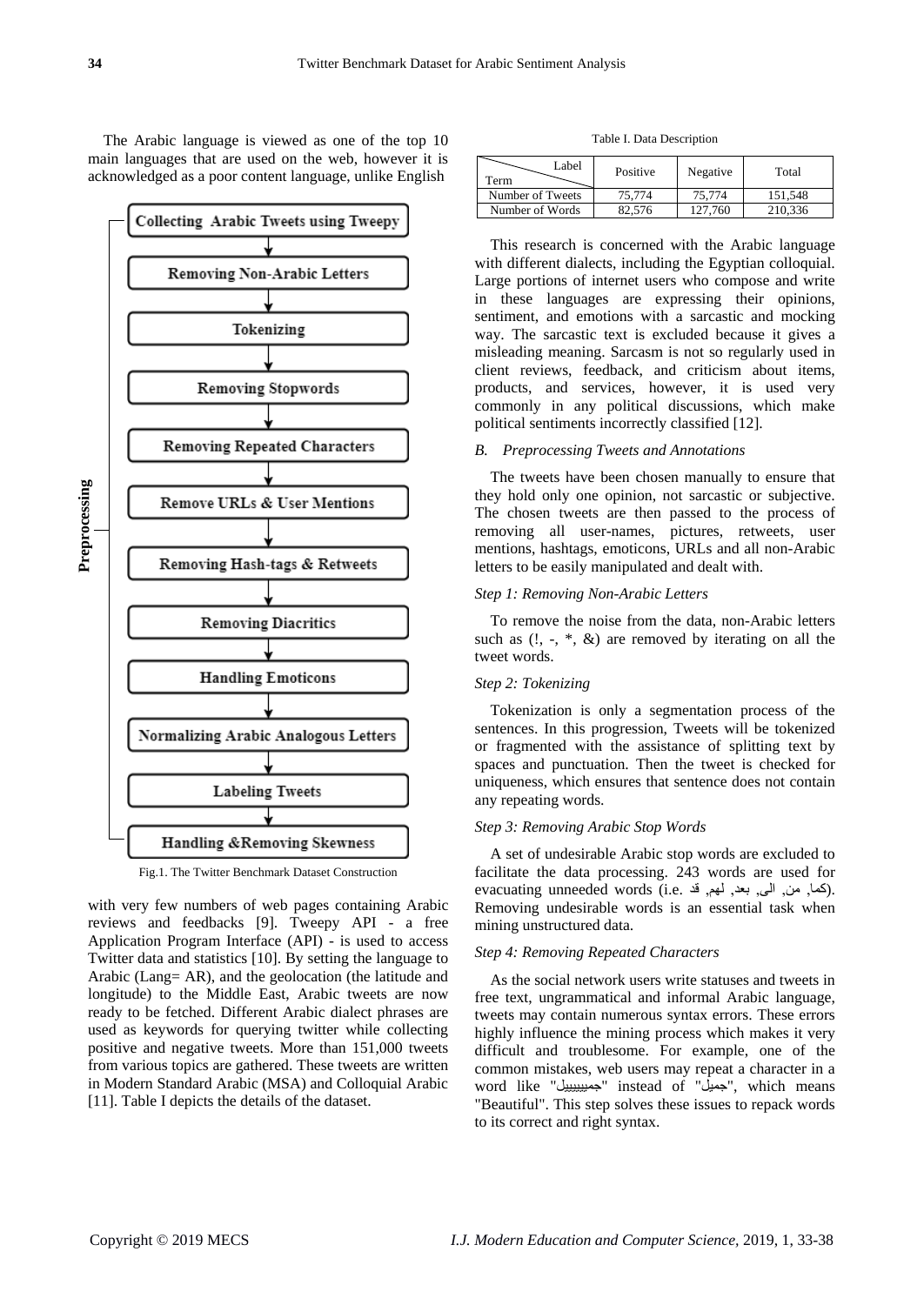The Arabic language is viewed as one of the top 10 main languages that are used on the web, however it is acknowledged as a poor content language, unlike English with very few numbers of web pages containing Arabic reviews and feedbacks [9]. Tweepy API - a free Application Program Interface (API) - is used to access Twitter data and statistics [10]. By setting the language to Arabic (Lang= AR), and the geolocation (the latitude and longitude) to the Middle East, Arabic tweets are now ready to be fetched. Different Arabic dialect phrases are used as keywords for querying twitter while collecting positive and negative tweets. More than 151,000 tweets from various topics are gathered. These tweets are written in Modern Standard Arabic (MSA) and Colloquial Arabic [11]. Table I depicts the details of the dataset.

Fig.1. The Twitter Benchmark Dataset Construction

Table I. Data Description

| Term \ Label | Positive | Negative | Total |
|---|---|---|---|
| Number of Tweets | 75,774 | 75,774 | 151,548 |
| Number of Words | 82,576 | 127,760 | 210,336 |

This research is concerned with the Arabic language with different dialects, including the Egyptian colloquial. Large portions of internet users who compose and write in these languages are expressing their opinions, sentiment, and emotions with a sarcastic and mocking way. The sarcastic text is excluded because it gives a misleading meaning. Sarcasm is not so regularly used in client reviews, feedback, and criticism about items, products, and services, however, it is used very commonly in any political discussions, which make political sentiments incorrectly classified [12].

### B. Preprocessing Tweets and Annotations

The tweets have been chosen manually to ensure that they hold only one opinion, not sarcastic or subjective. The chosen tweets are then passed to the process of removing all user-names, pictures, retweets, user mentions, hashtags, emoticons, URLs and all non-Arabic letters to be easily manipulated and dealt with.

*Step 1: Removing Non-Arabic Letters*

To remove the noise from the data, non-Arabic letters such as (!, -, *, &) are removed by iterating on all the tweet words.

*Step 2: Tokenizing*

Tokenization is only a segmentation process of the sentences. In this progression, Tweets will be tokenized or fragmented with the assistance of splitting text by spaces and punctuation. Then the tweet is checked for uniqueness, which ensures that sentence does not contain any repeating words.

*Step 3: Removing Arabic Stop Words*

A set of undesirable Arabic stop words are excluded to facilitate the data processing. 243 words are used for evacuating unneeded words (i.e. كما, من, الى, بعد, لهم, قد). Removing undesirable words is an essential task when mining unstructured data.

*Step 4: Removing Repeated Characters*

As the social network users write statuses and tweets in free text, ungrammatical and informal Arabic language, tweets may contain numerous syntax errors. These errors highly influence the mining process which makes it very difficult and troublesome. For example, one of the common mistakes, web users may repeat a character in a word like "جميييييل" instead of "جميل", which means "Beautiful". This step solves these issues to repack words to its correct and right syntax.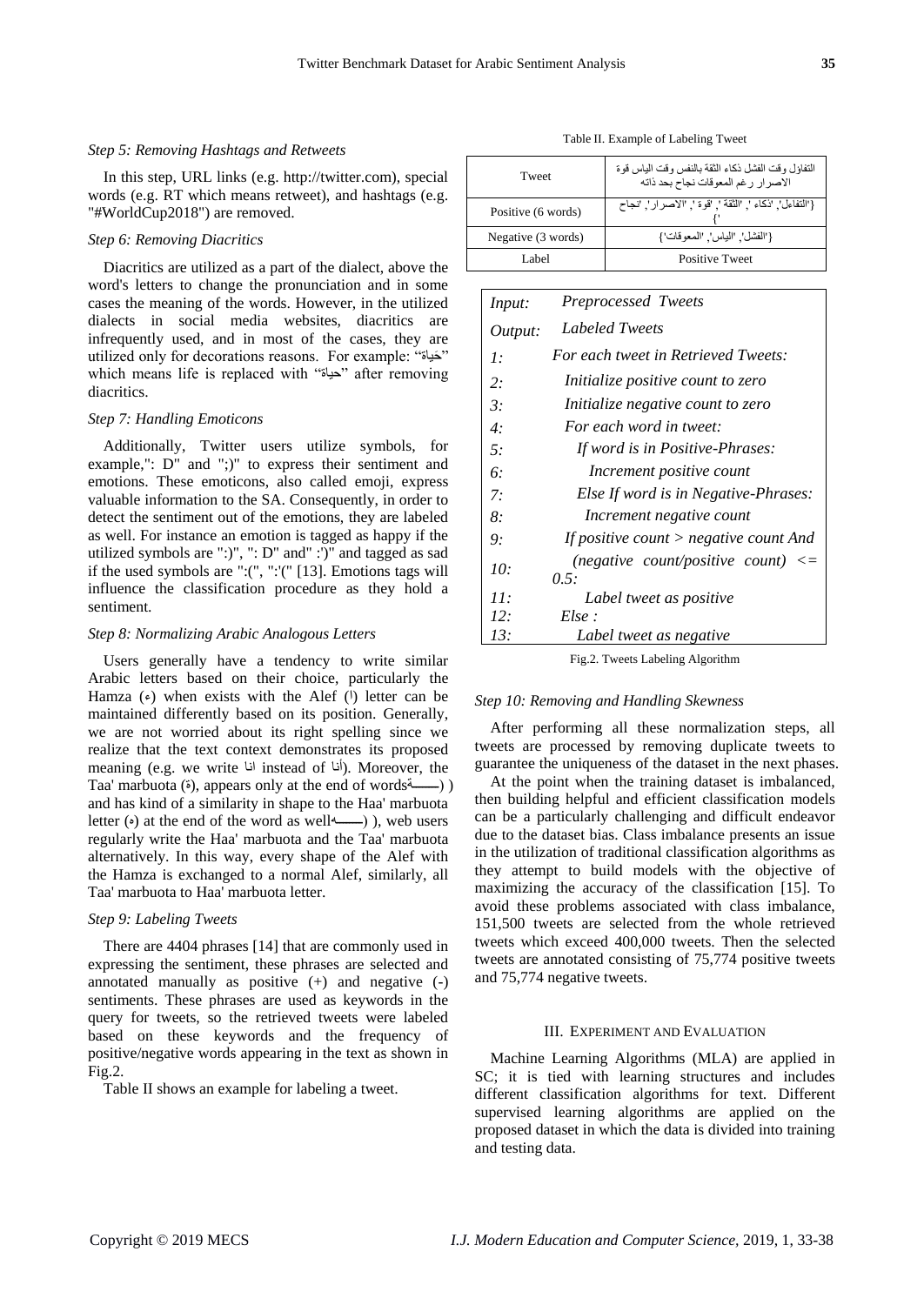*Step 5: Removing Hashtags and Retweets*

In this step, URL links (e.g. http://twitter.com), special words (e.g. RT which means retweet), and hashtags (e.g. "#WorldCup2018") are removed.

*Step 6: Removing Diacritics*

Diacritics are utilized as a part of the dialect, above the word's letters to change the pronunciation and in some cases the meaning of the words. However, in the utilized dialects in social media websites, diacritics are infrequently used, and in most of the cases, they are utilized only for decorations reasons. For example: "حَياة" which means life is replaced with "حياة" after removing diacritics.

*Step 7: Handling Emoticons*

Additionally, Twitter users utilize symbols, for example,": D" and ";)" to express their sentiment and emotions. These emoticons, also called emoji, express valuable information to the SA. Consequently, in order to detect the sentiment out of the emotions, they are labeled as well. For instance an emotion is tagged as happy if the utilized symbols are ":)", ": D" and" :')" and tagged as sad if the used symbols are ":(", ":'(" [13]. Emotions tags will influence the classification procedure as they hold a sentiment.

*Step 8: Normalizing Arabic Analogous Letters*

Users generally have a tendency to write similar Arabic letters based on their choice, particularly the Hamza (ء) when exists with the Alef (ا) letter can be maintained differently based on its position. Generally, we are not worried about its right spelling since we realize that the text context demonstrates its proposed meaning (e.g. we write انا instead of أنا). Moreover, the Taa' marbuota (ة), appears only at the end of words(ـــــة) and has kind of a similarity in shape to the Haa' marbuota letter (ه) at the end of the word as well(ـــــه), web users regularly write the Haa' marbuota and the Taa' marbuota alternatively. In this way, every shape of the Alef with the Hamza is exchanged to a normal Alef, similarly, all Taa' marbuota to Haa' marbuota letter.

*Step 9: Labeling Tweets*

There are 4404 phrases [14] that are commonly used in expressing the sentiment, these phrases are selected and annotated manually as positive (+) and negative (-) sentiments. These phrases are used as keywords in the query for tweets, so the retrieved tweets were labeled based on these keywords and the frequency of positive/negative words appearing in the text as shown in Fig.2.

Table II shows an example for labeling a tweet.

Table II. Example of Labeling Tweet

| Tweet | التفاؤل وقت الفشل ذكاء الثقة بالنفس وقت الياس قوة الاصرار رغم المعوقات نجاح بحد ذاته |
|---|---|
| Positive (6 words) | {'التفاءل', 'ذكاء', 'الثقة', 'قوة', 'الاصرار', 'نجاح'} |
| Negative (3 words) | {'الفشل', 'الياس', 'المعوقات'} |
| Label | Positive Tweet |

| | |
|---|---|
| *Input:* | *Preprocessed Tweets* |
| *Output:* | *Labeled Tweets* |
| *1:* | *For each tweet in Retrieved Tweets:* |
| *2:* | *Initialize positive count to zero* |
| *3:* | *Initialize negative count to zero* |
| *4:* | *For each word in tweet:* |
| *5:* | *If word is in Positive-Phrases:* |
| *6:* | *Increment positive count* |
| *7:* | *Else If word is in Negative-Phrases:* |
| *8:* | *Increment negative count* |
| *9:* | *If positive count > negative count And* |
| *10:* | *(negative count/positive count) <= 0.5:* |
| *11:* | *Label tweet as positive* |
| *12:* | *Else :* |
| *13:* | *Label tweet as negative* |

Fig.2. Tweets Labeling Algorithm

*Step 10: Removing and Handling Skewness*

After performing all these normalization steps, all tweets are processed by removing duplicate tweets to guarantee the uniqueness of the dataset in the next phases.

At the point when the training dataset is imbalanced, then building helpful and efficient classification models can be a particularly challenging and difficult endeavor due to the dataset bias. Class imbalance presents an issue in the utilization of traditional classification algorithms as they attempt to build models with the objective of maximizing the accuracy of the classification [15]. To avoid these problems associated with class imbalance, 151,500 tweets are selected from the whole retrieved tweets which exceed 400,000 tweets. Then the selected tweets are annotated consisting of 75,774 positive tweets and 75,774 negative tweets.

## III. Experiment and Evaluation

Machine Learning Algorithms (MLA) are applied in SC; it is tied with learning structures and includes different classification algorithms for text. Different supervised learning algorithms are applied on the proposed dataset in which the data is divided into training and testing data.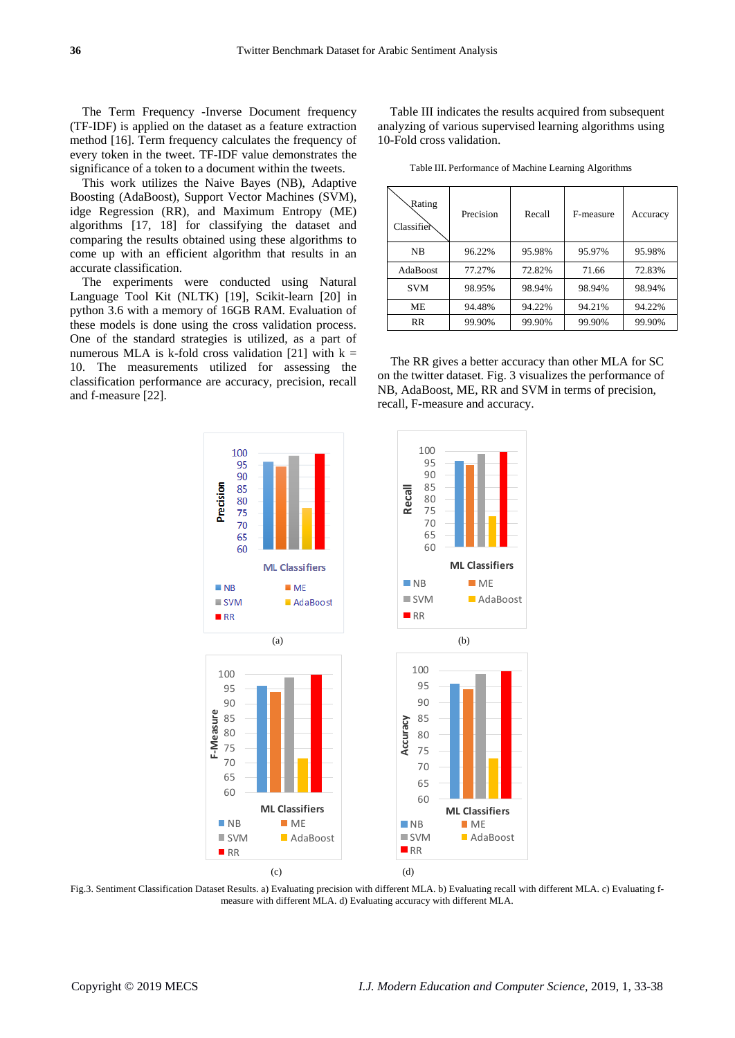The Term Frequency -Inverse Document frequency (TF-IDF) is applied on the dataset as a feature extraction method [16]. Term frequency calculates the frequency of every token in the tweet. TF-IDF value demonstrates the significance of a token to a document within the tweets.

This work utilizes the Naive Bayes (NB), Adaptive Boosting (AdaBoost), Support Vector Machines (SVM), idge Regression (RR), and Maximum Entropy (ME) algorithms [17, 18] for classifying the dataset and comparing the results obtained using these algorithms to come up with an efficient algorithm that results in an accurate classification.

The experiments were conducted using Natural Language Tool Kit (NLTK) [19], Scikit-learn [20] in python 3.6 with a memory of 16GB RAM. Evaluation of these models is done using the cross validation process. One of the standard strategies is utilized, as a part of numerous MLA is k-fold cross validation [21] with k = 10. The measurements utilized for assessing the classification performance are accuracy, precision, recall and f-measure [22].

Table III indicates the results acquired from subsequent analyzing of various supervised learning algorithms using 10-Fold cross validation.

Table III. Performance of Machine Learning Algorithms

| Rating / Classifier | Precision | Recall | F-measure | Accuracy |
|---|---|---|---|---|
| NB | 96.22% | 95.98% | 95.97% | 95.98% |
| AdaBoost | 77.27% | 72.82% | 71.66 | 72.83% |
| SVM | 98.95% | 98.94% | 98.94% | 98.94% |
| ME | 94.48% | 94.22% | 94.21% | 94.22% |
| RR | 99.90% | 99.90% | 99.90% | 99.90% |

The RR gives a better accuracy than other MLA for SC on the twitter dataset. Fig. 3 visualizes the performance of NB, AdaBoost, ME, RR and SVM in terms of precision, recall, F-measure and accuracy.

Fig.3. Sentiment Classification Dataset Results. a) Evaluating precision with different MLA. b) Evaluating recall with different MLA. c) Evaluating f-measure with different MLA. d) Evaluating accuracy with different MLA.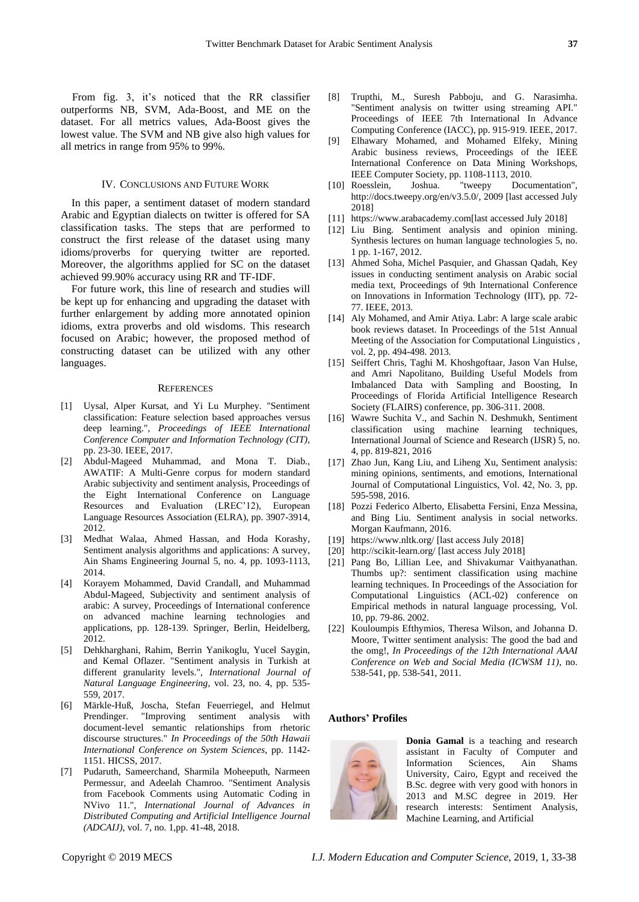From fig. 3, it's noticed that the RR classifier outperforms NB, SVM, Ada-Boost, and ME on the dataset. For all metrics values, Ada-Boost gives the lowest value. The SVM and NB give also high values for all metrics in range from 95% to 99%.

## IV. Conclusions and Future Work

In this paper, a sentiment dataset of modern standard Arabic and Egyptian dialects on twitter is offered for SA classification tasks. The steps that are performed to construct the first release of the dataset using many idioms/proverbs for querying twitter are reported. Moreover, the algorithms applied for SC on the dataset achieved 99.90% accuracy using RR and TF-IDF.

For future work, this line of research and studies will be kept up for enhancing and upgrading the dataset with further enlargement by adding more annotated opinion idioms, extra proverbs and old wisdoms. This research focused on Arabic; however, the proposed method of constructing dataset can be utilized with any other languages.

## References

[1] Uysal, Alper Kursat, and Yi Lu Murphey. "Sentiment classification: Feature selection based approaches versus deep learning.", *Proceedings of IEEE International Conference Computer and Information Technology (CIT)*, pp. 23-30. IEEE, 2017.

[2] Abdul-Mageed Muhammad, and Mona T. Diab., AWATIF: A Multi-Genre corpus for modern standard Arabic subjectivity and sentiment analysis, Proceedings of the Eight International Conference on Language Resources and Evaluation (LREC'12), European Language Resources Association (ELRA), pp. 3907-3914, 2012.

[3] Medhat Walaa, Ahmed Hassan, and Hoda Korashy, Sentiment analysis algorithms and applications: A survey, Ain Shams Engineering Journal 5, no. 4, pp. 1093-1113, 2014.

[4] Korayem Mohammed, David Crandall, and Muhammad Abdul-Mageed, Subjectivity and sentiment analysis of arabic: A survey, Proceedings of International conference on advanced machine learning technologies and applications, pp. 128-139. Springer, Berlin, Heidelberg, 2012.

[5] Dehkharghani, Rahim, Berrin Yanikoglu, Yucel Saygin, and Kemal Oflazer. "Sentiment analysis in Turkish at different granularity levels.", *International Journal of Natural Language Engineering*, vol. 23, no. 4, pp. 535-559, 2017.

[6] Märkle-Huß, Joscha, Stefan Feuerriegel, and Helmut Prendinger. "Improving sentiment analysis with document-level semantic relationships from rhetoric discourse structures." *In Proceedings of the 50th Hawaii International Conference on System Sciences*, pp. 1142-1151. HICSS, 2017.

[7] Pudaruth, Sameerchand, Sharmila Moheeputh, Narmeen Permessur, and Adeelah Chamroo. "Sentiment Analysis from Facebook Comments using Automatic Coding in NVivo 11.", *International Journal of Advances in Distributed Computing and Artificial Intelligence Journal (ADCAIJ)*, vol. 7, no. 1,pp. 41-48, 2018.

[8] Trupthi, M., Suresh Pabboju, and G. Narasimha. "Sentiment analysis on twitter using streaming API." Proceedings of IEEE 7th International In Advance Computing Conference (IACC), pp. 915-919. IEEE, 2017.

[9] Elhawary Mohamed, and Mohamed Elfeky, Mining Arabic business reviews, Proceedings of the IEEE International Conference on Data Mining Workshops, IEEE Computer Society, pp. 1108-1113, 2010.

[10] Roesslein, Joshua. "tweepy Documentation", http://docs.tweepy.org/en/v3.5.0/, 2009 [last accessed July 2018]

[11] https://www.arabacademy.com[last accessed July 2018]

[12] Liu Bing. Sentiment analysis and opinion mining. Synthesis lectures on human language technologies 5, no. 1 pp. 1-167, 2012.

[13] Ahmed Soha, Michel Pasquier, and Ghassan Qadah, Key issues in conducting sentiment analysis on Arabic social media text, Proceedings of 9th International Conference on Innovations in Information Technology (IIT), pp. 72-77. IEEE, 2013.

[14] Aly Mohamed, and Amir Atiya. Labr: A large scale arabic book reviews dataset. In Proceedings of the 51st Annual Meeting of the Association for Computational Linguistics , vol. 2, pp. 494-498. 2013.

[15] Seiffert Chris, Taghi M. Khoshgoftaar, Jason Van Hulse, and Amri Napolitano, Building Useful Models from Imbalanced Data with Sampling and Boosting, In Proceedings of Florida Artificial Intelligence Research Society (FLAIRS) conference, pp. 306-311. 2008.

[16] Wawre Suchita V., and Sachin N. Deshmukh, Sentiment classification using machine learning techniques, International Journal of Science and Research (IJSR) 5, no. 4, pp. 819-821, 2016

[17] Zhao Jun, Kang Liu, and Liheng Xu, Sentiment analysis: mining opinions, sentiments, and emotions, International Journal of Computational Linguistics, Vol. 42, No. 3, pp. 595-598, 2016.

[18] Pozzi Federico Alberto, Elisabetta Fersini, Enza Messina, and Bing Liu. Sentiment analysis in social networks. Morgan Kaufmann, 2016.

[19] https://www.nltk.org/ [last access July 2018]

[20] http://scikit-learn.org/ [last access July 2018]

[21] Pang Bo, Lillian Lee, and Shivakumar Vaithyanathan. Thumbs up?: sentiment classification using machine learning techniques. In Proceedings of the Association for Computational Linguistics (ACL-02) conference on Empirical methods in natural language processing, Vol. 10, pp. 79-86. 2002.

[22] Kouloumpis Efthymios, Theresa Wilson, and Johanna D. Moore, Twitter sentiment analysis: The good the bad and the omg!, *In Proceedings of the 12th International AAAI Conference on Web and Social Media (ICWSM 11)*, no. 538-541, pp. 538-541, 2011.

**Authors' Profiles**

**Donia Gamal** is a teaching and research assistant in Faculty of Computer and Information Sciences, Ain Shams University, Cairo, Egypt and received the B.Sc. degree with very good with honors in 2013 and M.SC degree in 2019. Her research interests: Sentiment Analysis, Machine Learning, and Artificial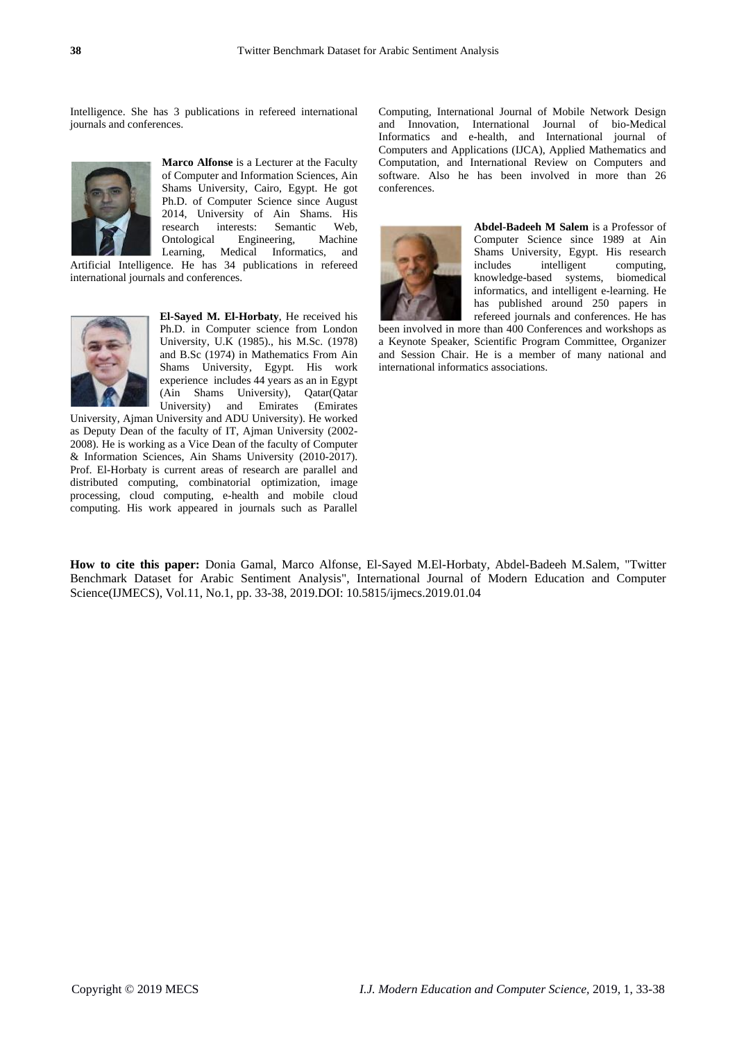Intelligence. She has 3 publications in refereed international journals and conferences.

**Marco Alfonse** is a Lecturer at the Faculty of Computer and Information Sciences, Ain Shams University, Cairo, Egypt. He got Ph.D. of Computer Science since August 2014, University of Ain Shams. His research interests: Semantic Web, Ontological Engineering, Machine Learning, Medical Informatics, and Artificial Intelligence. He has 34 publications in refereed international journals and conferences.

**El-Sayed M. El-Horbaty**, He received his Ph.D. in Computer science from London University, U.K (1985)., his M.Sc. (1978) and B.Sc (1974) in Mathematics From Ain Shams University, Egypt. His work experience includes 44 years as an in Egypt (Ain Shams University), Qatar(Qatar University) and Emirates (Emirates University, Ajman University and ADU University). He worked as Deputy Dean of the faculty of IT, Ajman University (2002-2008). He is working as a Vice Dean of the faculty of Computer & Information Sciences, Ain Shams University (2010-2017). Prof. El-Horbaty is current areas of research are parallel and distributed computing, combinatorial optimization, image processing, cloud computing, e-health and mobile cloud computing. His work appeared in journals such as Parallel Computing, International Journal of Mobile Network Design and Innovation, International Journal of bio-Medical Informatics and e-health, and International journal of Computers and Applications (IJCA), Applied Mathematics and Computation, and International Review on Computers and software. Also he has been involved in more than 26 conferences.

**Abdel-Badeeh M Salem** is a Professor of Computer Science since 1989 at Ain Shams University, Egypt. His research includes intelligent computing, knowledge-based systems, biomedical informatics, and intelligent e-learning. He has published around 250 papers in refereed journals and conferences. He has been involved in more than 400 Conferences and workshops as a Keynote Speaker, Scientific Program Committee, Organizer and Session Chair. He is a member of many national and international informatics associations.

**How to cite this paper:** Donia Gamal, Marco Alfonse, El-Sayed M.El-Horbaty, Abdel-Badeeh M.Salem, "Twitter Benchmark Dataset for Arabic Sentiment Analysis", International Journal of Modern Education and Computer Science(IJMECS), Vol.11, No.1, pp. 33-38, 2019.DOI: 10.5815/ijmecs.2019.01.04